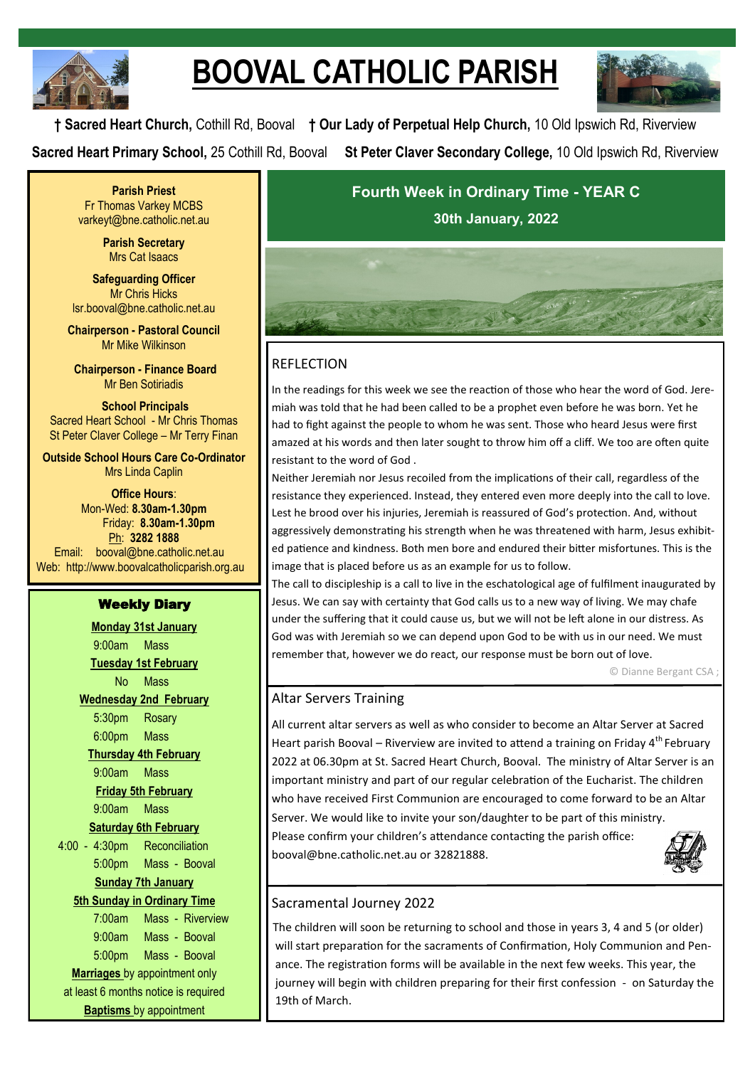# BOOVAL CATHOLIC PARISH

**† Sacred Heart Church,** Cothill Rd, Booval **† Our Lady of Perpetual Help Church,** 10 Old Ipswich Rd, Riverview

**Sacred Heart Primary School,** 25 Cothill Rd, Booval **St Peter Claver Secondary College,** 10 Old Ipswich Rd, Riverview

**Parish Priest**
Fr Thomas Varkey MCBS
varkeyt@bne.catholic.net.au

**Parish Secretary**
Mrs Cat Isaacs

**Safeguarding Officer**
Mr Chris Hicks
lsr.booval@bne.catholic.net.au

**Chairperson - Pastoral Council**
Mr Mike Wilkinson

**Chairperson - Finance Board**
Mr Ben Sotiriadis

**School Principals**
Sacred Heart School - Mr Chris Thomas
St Peter Claver College – Mr Terry Finan

**Outside School Hours Care Co-Ordinator**
Mrs Linda Caplin

**Office Hours**:
Mon-Wed: **8.30am-1.30pm**
Friday: **8.30am-1.30pm**
Ph: **3282 1888**
Email: booval@bne.catholic.net.au
Web: http://www.boovalcatholicparish.org.au

## Weekly Diary

**Monday 31st January**
9:00am Mass

**Tuesday 1st February**
No Mass

**Wednesday 2nd February**
5:30pm Rosary
6:00pm Mass

**Thursday 4th February**
9:00am Mass

**Friday 5th February**
9:00am Mass

**Saturday 6th February**
4:00 - 4:30pm Reconciliation
5:00pm Mass - Booval

**Sunday 7th January**
**5th Sunday in Ordinary Time**
7:00am Mass - Riverview
9:00am Mass - Booval
5:00pm Mass - Booval

**Marriages** by appointment only
at least 6 months notice is required

**Baptisms** by appointment

## Fourth Week in Ordinary Time - YEAR C

**30th January, 2022**

### REFLECTION

In the readings for this week we see the reaction of those who hear the word of God. Jeremiah was told that he had been called to be a prophet even before he was born. Yet he had to fight against the people to whom he was sent. Those who heard Jesus were first amazed at his words and then later sought to throw him off a cliff. We too are often quite resistant to the word of God .

Neither Jeremiah nor Jesus recoiled from the implications of their call, regardless of the resistance they experienced. Instead, they entered even more deeply into the call to love. Lest he brood over his injuries, Jeremiah is reassured of God's protection. And, without aggressively demonstrating his strength when he was threatened with harm, Jesus exhibited patience and kindness. Both men bore and endured their bitter misfortunes. This is the image that is placed before us as an example for us to follow.

The call to discipleship is a call to live in the eschatological age of fulfilment inaugurated by Jesus. We can say with certainty that God calls us to a new way of living. We may chafe under the suffering that it could cause us, but we will not be left alone in our distress. As God was with Jeremiah so we can depend upon God to be with us in our need. We must remember that, however we do react, our response must be born out of love.

© Dianne Bergant CSA ;

### Altar Servers Training

All current altar servers as well as who consider to become an Altar Server at Sacred Heart parish Booval – Riverview are invited to attend a training on Friday 4th February 2022 at 06.30pm at St. Sacred Heart Church, Booval. The ministry of Altar Server is an important ministry and part of our regular celebration of the Eucharist. The children who have received First Communion are encouraged to come forward to be an Altar Server. We would like to invite your son/daughter to be part of this ministry.

Please confirm your children's attendance contacting the parish office: booval@bne.catholic.net.au or 32821888.

### Sacramental Journey 2022

The children will soon be returning to school and those in years 3, 4 and 5 (or older) will start preparation for the sacraments of Confirmation, Holy Communion and Penance. The registration forms will be available in the next few weeks. This year, the journey will begin with children preparing for their first confession - on Saturday the 19th of March.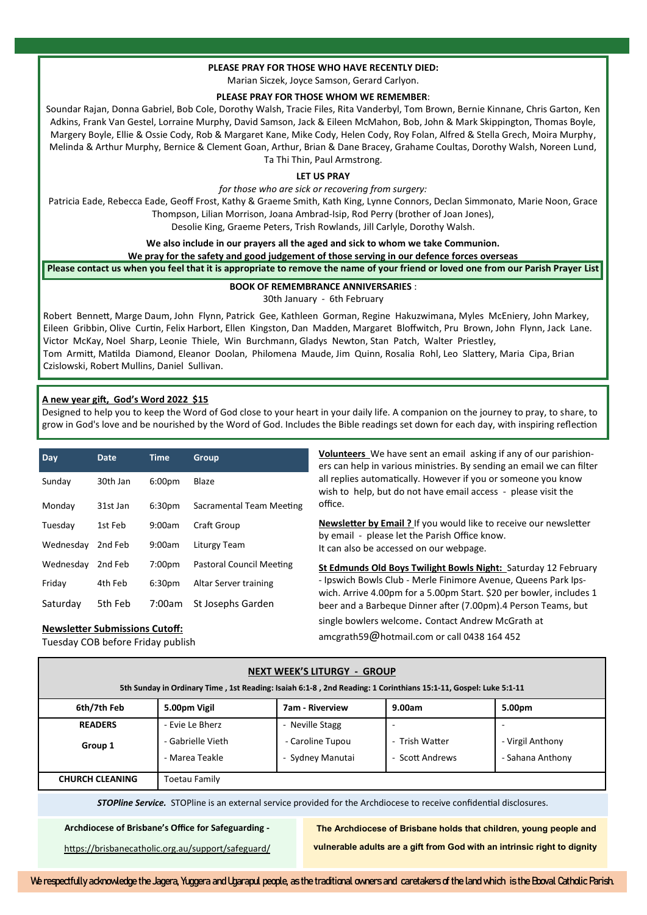**PLEASE PRAY FOR THOSE WHO HAVE RECENTLY DIED:**

Marian Siczek, Joyce Samson, Gerard Carlyon.

**PLEASE PRAY FOR THOSE WHOM WE REMEMBER**:

Soundar Rajan, Donna Gabriel, Bob Cole, Dorothy Walsh, Tracie Files, Rita Vanderbyl, Tom Brown, Bernie Kinnane, Chris Garton, Ken Adkins, Frank Van Gestel, Lorraine Murphy, David Samson, Jack & Eileen McMahon, Bob, John & Mark Skippington, Thomas Boyle, Margery Boyle, Ellie & Ossie Cody, Rob & Margaret Kane, Mike Cody, Helen Cody, Roy Folan, Alfred & Stella Grech, Moira Murphy, Melinda & Arthur Murphy, Bernice & Clement Goan, Arthur, Brian & Dane Bracey, Grahame Coultas, Dorothy Walsh, Noreen Lund, Ta Thi Thin, Paul Armstrong.

**LET US PRAY**

*for those who are sick or recovering from surgery:*

Patricia Eade, Rebecca Eade, Geoff Frost, Kathy & Graeme Smith, Kath King, Lynne Connors, Declan Simmonato, Marie Noon, Grace Thompson, Lilian Morrison, Joana Ambrad-Isip, Rod Perry (brother of Joan Jones), Desolie King, Graeme Peters, Trish Rowlands, Jill Carlyle, Dorothy Walsh.

**We also include in our prayers all the aged and sick to whom we take Communion.**

**We pray for the safety and good judgement of those serving in our defence forces overseas**

**Please contact us when you feel that it is appropriate to remove the name of your friend or loved one from our Parish Prayer List**

**BOOK OF REMEMBRANCE ANNIVERSARIES** :

30th January - 6th February

Robert Bennett, Marge Daum, John Flynn, Patrick Gee, Kathleen Gorman, Regine Hakuzwimana, Myles McEniery, John Markey, Eileen Gribbin, Olive Curtin, Felix Harbort, Ellen Kingston, Dan Madden, Margaret Bloffwitch, Pru Brown, John Flynn, Jack Lane. Victor McKay, Noel Sharp, Leonie Thiele, Win Burchmann, Gladys Newton, Stan Patch, Walter Priestley, Tom Armitt, Matilda Diamond, Eleanor Doolan, Philomena Maude, Jim Quinn, Rosalia Rohl, Leo Slattery, Maria Cipa, Brian Czislowski, Robert Mullins, Daniel Sullivan.

**A new year gift, God's Word 2022 $15**

Designed to help you to keep the Word of God close to your heart in your daily life. A companion on the journey to pray, to share, to grow in God's love and be nourished by the Word of God. Includes the Bible readings set down for each day, with inspiring reflection

| Day | Date | Time | Group |
|---|---|---|---|
| Sunday | 30th Jan | 6:00pm | Blaze |
| Monday | 31st Jan | 6:30pm | Sacramental Team Meeting |
| Tuesday | 1st Feb | 9:00am | Craft Group |
| Wednesday | 2nd Feb | 9:00am | Liturgy Team |
| Wednesday | 2nd Feb | 7:00pm | Pastoral Council Meeting |
| Friday | 4th Feb | 6:30pm | Altar Server training |
| Saturday | 5th Feb | 7:00am | St Josephs Garden |

**Newsletter Submissions Cutoff:**

Tuesday COB before Friday publish

**Volunteers** We have sent an email asking if any of our parishioners can help in various ministries. By sending an email we can filter all replies automatically. However if you or someone you know wish to help, but do not have email access - please visit the office.

**Newsletter by Email ?** If you would like to receive our newsletter by email - please let the Parish Office know. It can also be accessed on our webpage.

**St Edmunds Old Boys Twilight Bowls Night:** Saturday 12 February - Ipswich Bowls Club - Merle Finimore Avenue, Queens Park Ipswich. Arrive 4.00pm for a 5.00pm Start. $20 per bowler, includes 1 beer and a Barbeque Dinner after (7.00pm).4 Person Teams, but single bowlers welcome. Contact Andrew McGrath at amcgrath59@hotmail.com or call 0438 164 452

**NEXT WEEK'S LITURGY - GROUP**

**5th Sunday in Ordinary Time , 1st Reading: Isaiah 6:1-8 , 2nd Reading: 1 Corinthians 15:1-11, Gospel: Luke 5:1-11**

| 6th/7th Feb | 5.00pm Vigil | 7am - Riverview | 9.00am | 5.00pm |
|---|---|---|---|---|
| READERS<br>Group 1 | - Evie Le Bherz<br>- Gabrielle Vieth<br>- Marea Teakle | - Neville Stagg<br>- Caroline Tupou<br>- Sydney Manutai | -<br>- Trish Watter<br>- Scott Andrews | -<br>- Virgil Anthony<br>- Sahana Anthony |
| CHURCH CLEANING | Toetau Family | | | |

***STOPline Service.*** STOPline is an external service provided for the Archdiocese to receive confidential disclosures.

**Archdiocese of Brisbane's Office for Safeguarding -**

https://brisbanecatholic.org.au/support/safeguard/

**The Archdiocese of Brisbane holds that children, young people and vulnerable adults are a gift from God with an intrinsic right to dignity**

We respectfully acknowledge the Jagera, Yuggera and Ugarapul people, as the traditional owners and caretakers of the land which is the Booval Catholic Parish.